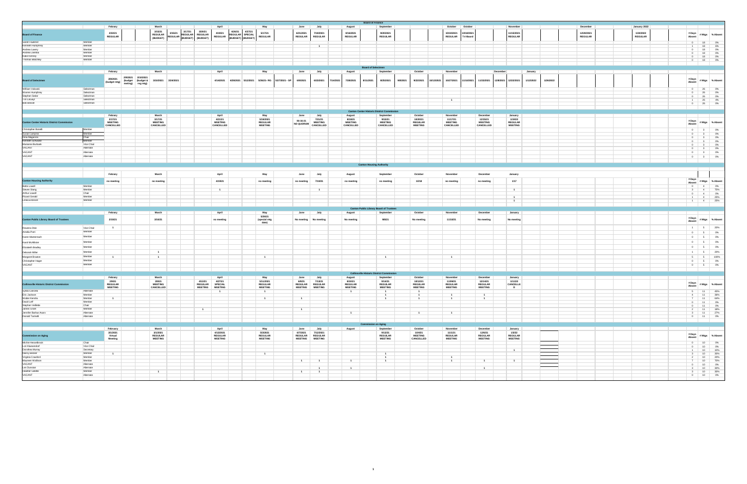## Board of Finance

| Board of Finance | | Febrary 2/22/21 REGULAR | March 3/15/21 REGULAR (BUDGET) | March 3/16/21 REGULAR | March 3/17/21 REGULAR (BUDGET) | March 3/29/21 REGULAR (BUDGET) | April 4/19/21 REGULAR | April 4/26/21 REGULAR (BUDGET) | April 4/27/21 SPECIAL (BUDGET) | May 5/17/21 REGULAR | June 6/21/2021 REGULAR | July 7/19/2021 REGULAR | August 8/16/2021 REGULAR | September 9/20/2021 REGULAR | October 10/18/2021 REGULAR | October 10/18/2021 Tri-Board | November 11/15/2021 REGULAR | December 12/20/2021 REGULAR | January 2022 1/24/2022 REGULAR | # Days Absent | # Mtgs | % Absent |
|---|---|---|---|---|---|---|---|---|---|---|---|---|---|---|---|---|---|---|---|---|---|---|
| Sarah Faulkner | Member | | | | | | | | | | | | | | | | | | | 0 | 18 | 0% |
| Kenneth Humphrey | Member | | | | | | | | | | | 1 | | | | | | | | 1 | 18 | 6% |
| Andrew Lavery | Member | | | | | | | | | | | | | | | | | | | 0 | 18 | 0% |
| Andrew Zlotnick | Member | | | | | | | | | | | | | | | | | | | 0 | 18 | 0% |
| Katie Kenney | Member | | | | | | | | | | | | | | | | | | | 0 | 18 | 0% |
| Thomas Malchiey | Member | | | | | | | | | | | | | | | | | | | 0 | 18 | 0% |

## Board of Selectmen

| Board of Selectmen | | Febrary 2/8/2021 (budget mtg) | 2/9/2021 (budget meeting) | 2/10/2021 (budget & reg mtg) | March 3/10/2021 | 3/24/2021 | April 4/14/2021 | 4/28/2021 | May 5/12/2021 | 5/26/21 - RG | 5/27/2021 - SP | June 6/9/2021 | 6/23/2021 | July 7/14/2021 | 7/28/2021 | August 8/11/2021 | 8/25/2021 | September 9/8/2021 | 9/22/2021 | October 10/13/2021 | 10/27/2021 | November 11/10/2021 | 11/23/2021 | December 12/8/2021 | 12/22/2021 | January 1/12/2022 | 1/26/2022 | # Days Absent | # Mtgs | % Absent |
|---|---|---|---|---|---|---|---|---|---|---|---|---|---|---|---|---|---|---|---|---|---|---|---|---|---|---|---|---|---|---|
| William Volovski | Selectman | | | | | | | | | | | | | | | | | | | | | | | | | | | 0 | 26 | 0% |
| Warren Humphrey | Selectman | | | | | | | | | | | | | | | | | | | | | | | | | | | 0 | 26 | 0% |
| Stephen Sedor | Selectman | | | | | | | | | | | | | | | | | | | | | | | | | | | 0 | 26 | 0% |
| Tim LeGeyt | Selectman | | | | | | | | | | | | | | | | | | | | 1 | | | | | | | 1 | 26 | 4% |
| Bob Bessel | Selectman | | | | | | | | | | | | | | | | | | | | | | | | | | | 0 | 26 | 0% |

## Canton Center Historic District Commission

| Canton Center Historic District Commission | | Febrary 2/17/21 MEETING CANCELLED | March 3/17/21 MEETING CANCELLED | April 4/21/21 MEETING CANCELLED | May 5/19/2021 REGULAR MEETING | June 06-16-21 NO QUORUM | July 7/21/21 MEETING CANCELLED | August 8/18/21 MEETING CANCELLED | September 9/15/21 MEETING CANCELLED | October 10/20/21 REGULAR MEETING | November 11/17/21 MEETING CANCELLED | December 12/15/21 MEETING CANCELLED | January 1/19/22 REGULAR MEETING | # Days Absent | # Mtgs | % Absent |
|---|---|---|---|---|---|---|---|---|---|---|---|---|---|---|---|---|
| Christopher Bonelli | Member | | | | | | | | | | | | | 0 | 3 | 0% |
| Susan Lamprou | Member | | | | | | | | | | | | | 0 | 3 | 0% |
| Gina Magenna | Chair | | | | | | | | | | | | | 0 | 3 | 0% |
| Kenneth Schwartz | Member | | | | | | | | | | | | | 0 | 3 | 0% |
| Marianne Burbank | Vice Chair | | | | | | | | | | | | | 0 | 3 | 0% |
| VACANT | Alternate | | | | | | | | | | | | | 0 | 3 | 0% |
| VACANT | Alternate | | | | | | | | | | | | | 0 | 3 | 0% |
| VACANT | Alternate | | | | | | | | | | | | | 0 | 3 | 0% |

## Canton Housing Authority

| Canton Housing Authority | | Febrary no meeting | March no meeting | April 4/19/21 | May no meeting | June no meeting | July 7/19/21 | August no meeting | September no meeting | October 10/18 | November no meeting | December no meeting | January 1/17 | # Days Absent | # Mtgs | % Absent |
|---|---|---|---|---|---|---|---|---|---|---|---|---|---|---|---|---|
| Bette Lowell | Member | | | | | | | | | | | | | 0 | 4 | 0% |
| Steven Stang | Member | | | 1 | | | 1 | | | | | | 1 | 3 | 4 | 75% |
| Arthur Lowell | Chair | | | | | | | | | | | | | 0 | 4 | 0% |
| Ricard Gerald | Member | | | | | | | | | | | | 1 | 1 | 4 | 25% |
| Lines Lindstrom | Member | | | | | | | | | | | | 1 | 1 | 4 | 25% |

## Canton Public Library Board of Trustees

| Canton Public Library Board of Trustees | | Febrary 2/10/21 | March 3/10/21 | April no meeting | May 5/20/21 (special mtg date) | June No meeting | July No meeting | August No meeting | September 9/8/21 | October No meeting | November 11/10/21 | December No meeting | January No meeting | # Days Absent | # Mtgs | % Absent |
|---|---|---|---|---|---|---|---|---|---|---|---|---|---|---|---|---|
| Rowena Okie | Vice Chair | 1 | | | | | | | | | | | | 1 | 5 | 20% |
| Amelia Pont | Member | | | | | | | | | | | | | 0 | 5 | 0% |
| Karen Mastermach | Member | | | | | | | | | | | | | 0 | 5 | 0% |
| Karol McAllister | Member | | | | | | | | | | | | | 0 | 5 | 0% |
| Elizabeth Bradley | Member | | | | | | | | | | | | | 0 | 5 | 0% |
| Deborah Miller | Member | | 1 | | | | | | | | | | | 1 | 5 | 20% |
| Margaret Bruasso | Member | 1 | 1 | | 1 | | | | 1 | | 1 | | | 5 | 5 | 100% |
| Christopher Hager | Member | | | | | | | | | | | | | 0 | 5 | 0% |
| VACANT | Member | | | | | | | | | | | | | 0 | 5 | 0% |

## Collinsville Historic District Commission

| Collinsville Historic District Commission | | Febrary 2/9/21 REGULAR MEETING | March 3/9/21 MEETING CANCELLED | April 4/13/21 REGULAR MEETING | April 4/27/21 SPECIAL MEETING | May 5/11/2021 REGULAR MEETING | June 6/8/21 REGULAR MEETING | July 7/13/21 REGULAR MEETING | August 8/10/21 REGULAR MEETING | September 9/14/21 REGULAR MEETING | October 10/12/21 REGULAR MEETING | November 11/09/21 REGULAR MEETING | December 12/14/21 REGULAR MEETING | January 1/11/22 CANCELLED | # Days Absent | # Mtgs | % Absent |
|---|---|---|---|---|---|---|---|---|---|---|---|---|---|---|---|---|---|
| Sylvia Cancela | Alternate | | | | 1 | 1 | | | 1 | 1 | 1 | | | | 5 | 11 | 45% |
| Eric Jackson | Member | | | | | | | | | 1 | 1 | 1 | 1 | | 4 | 11 | 36% |
| Walter Kendra | Member | 1 | | | | 1 | 1 | | | 1 | 1 | 1 | 1 | | 7 | 11 | 64% |
| David Leff | Member | | | | | | | | | | | | | | 0 | 11 | 0% |
| Stephen Veillette | Chair | | | | | | | | | | | | | | 0 | 11 | 0% |
| James Grant | Member | | | 1 | | | 1 | | | | | | | | 2 | 11 | 18% |
| Jennifer Barlow Anaro | Alternate | | | | | | | | 1 | | 1 | 1 | | | 3 | 11 | 27% |
| Donald Tarinelli | Alternate | | | | | | | | | | | | | | 0 | 11 | 0% |

## Commission on Aging

| Commission on Aging | | February 2/1/2021 Virtual Meeting | March 3/1/2021 REGULAR MEETING | April 4/13/2021 REGULAR MEETING | May 5/3/2021 REGULAR MEETING | June 6/7/2021 REGULAR MEETING | July 7/12/2021 REGULAR MEETING | August | September 9/13/21 REGULAR MEETING | October 10/4/21 MEETING CANCELLED | November 11/1/21 REGULAR MEETING | December 12/6/21 REGULAR MEETING | January 1/3/22 REGULAR MEETING | # Days Absent | # Mtgs | % Absent |
|---|---|---|---|---|---|---|---|---|---|---|---|---|---|---|---|---|
| Michie Hesselbrock | Chair | | | | | | | | | | | | | 0 | 10 | 0% |
| Lori Klavesdorf | Vice Chair | | | | | | | | | | | | | 0 | 10 | 0% |
| Dorothea Murray | Secretary | | | | | | | | | | | | 1 | 1 | 10 | 10% |
| Nancy Melzer | Member | 1 | | | 1 | | | | 1 | | | | | 3 | 10 | 30% |
| Virginia Crawford | Member | | | | | | | | 1 | | 1 | | | 2 | 10 | 20% |
| Maureen Wallace | Member | | | | | 1 | 1 | 1 | 1 | | 1 | 1 | 1 | 7 | 10 | 70% |
| VACANT | Alternate | | | | | | | | | | | | | 0 | 10 | 0% |
| Lee Duncan | Alternate | | | | | | 1 | 1 | | | | 1 | | 3 | 10 | 30% |
| Heather Gillette | Member | | 1 | | | 1 | 1 | | | | | | | 3 | 10 | 30% |
| VACANT | Alternate | | | | | | | | | | | | | 0 | 10 | 0% |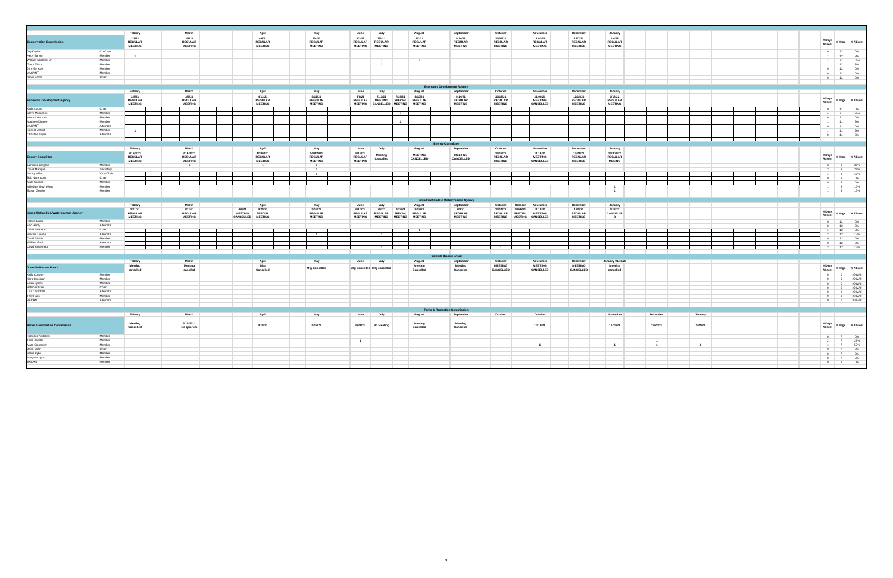## Conservation Commission

| Conservation Commission | | Febrary 2/2/21 REGULAR MEETING | March 3/2/21 REGULAR MEETING | April 4/6/21 REGULAR MEETING | May 5/4/21 REGULAR MEETING | June 6/1/21 REGULAR MEETING | July 7/6/21 REGULAR MEETING | August 8/3/21 REGULAR MEETING | September 9/14/21 REGULAR MEETING | October 10/05/21 REGULAR MEETING | November 11/02/21 REGULAR MEETING | December 12/7/21 REGULAR MEETING | January 1/4/22 REGULAR MEETING | # Days Absent | # Mtgs | % Absent |
|---|---|---|---|---|---|---|---|---|---|---|---|---|---|---|---|---|
| Jay Kaplan | Co-Chair | | | | | | | | | | | | | 0 | 12 | 0% |
| Hedy Barton | Member | 1 | | | | | | | | | | | | 1 | 12 | 8% |
| William Spatcher Jr | Member | | | | | | 1 | 1 | | | | | | 2 | 12 | 17% |
| Garry Tilton | Member | | | | | | 1 | | | | | | | 1 | 12 | 8% |
| Jennifer Abel | Member | | | | | | | | | | | | | 0 | 12 | 0% |
| VACANT | Member | | | | | | | | | | | | | 0 | 12 | 0% |
| Kevin Erwin | Chair | | | | | | | | | | | | | 0 | 12 | 0% |

## Economic Development Agency

| Economic Development Agency | | Febrary 2/9/21 REGULAR MEETING | March 3/9/21 REGULAR MEETING | April 4/13/21 REGULAR MEETING | May 5/11/21 REGULAR MEETING | June 6/8/21 REGULAR MEETING | July 7/13/21 MEETING CANCELLED | 7/20/21 SPECIAL MEETING | August 8/10/21 REGULAR MEETING | September 9/14/21 REGULAR MEETING | October 10/12/21 REGULAR MEETING | November 11/09/21 MEETING CANCELLED | December 12/14/21 REGULAR MEETING | January 1/18/22 REGULAR MEETING | # Days Absent | # Mtgs | % Absent |
|---|---|---|---|---|---|---|---|---|---|---|---|---|---|---|---|---|---|
| Katie Lucas | Chair | | | | | | | | | | | | | | 0 | 11 | 0% |
| Steve Wenczek | Member | | | 1 | | | | 1 | | | 1 | | 1 | | 4 | 11 | 36% |
| Vince Columbia | Member | | | | | | | | | | | | | | 0 | 11 | 0% |
| Matthew Dilgore | Member | | | | | | | 1 | | | | | | | 1 | 11 | 9% |
| VACANT | Alternate | | | | | | | | | | | | | | 0 | 11 | 0% |
| Russell Axtolf | Member | 1 | | | | | | | | | | | | | 1 | 11 | 9% |
| Christina Sayer | Alternate | | | | | | | | | | | | | | 0 | 11 | 0% |

## Energy Committee

| Energy Committee | | Febrary 2/16/2021 REGULAR MEETING | March 3/16/2021 REGULAR MEETING | April 4/20/2021 REGULAR MEETING | May 5/18/2021 REGULAR MEETING | June 6/15/21 REGULAR MEETING | July Meeting Cancelled | August MEETING CANCELLED | September MEETING CANCELLED | October 10/19/21 REGULAR MEETING | November 11/16/21 MEETING CANCELLED | December 12/21/21 REGULAR MEETING | January 1/18/2022 REGULAR MEEING | # Days Absent | # Mtgs | % Absent |
|---|---|---|---|---|---|---|---|---|---|---|---|---|---|---|---|---|
| Candace Langlois | Member | | 1 | 1 | 1 | | | | | | | | | 3 | 8 | 38% |
| David Madigan | Secretary | | | | 1 | | | | | 1 | | | | 2 | 8 | 25% |
| Nancy Miller | Vice-Chair | | | | 1 | | | | | | | | | 1 | 8 | 13% |
| Bob Namnoum | Chair | | | | | | | | | | | | | 0 | 8 | 0% |
| Mark Quinlan | Member | | | | | | | | | | | | | 0 | 8 | 0% |
| Milledge "Guy" West | Member | | | | | | | | | | | | 1 | 1 | 8 | 13% |
| Susan Gentile | Member | | | | | | | | | | | | 1 | 1 | 8 | 13% |

## Inland Wetlands & Watercourses Agency

| Inland Wetlands & Watercourses Agency | | Febrary 2/11/21 REGULAR MEETING | March 3/11/21 REGULAR MEETING | April 4/8/21 MEETING CANCELLED | 4/29/21 SPECIAL MEETING | May 5/13/21 REGULAR MEETING | June 6/10/21 REGULAR MEETING | July 7/8/21 REGULAR MEETING | 7/29/21 SPECIAL MEETING | August 8/12/21 REGULAR MEETING | September 9/9/21 REGULAR MEETING | October 10/14/21 REGULAR MEETING | 10/26/21 SPECIAL MEETING | November 11/18/21 MEETING CANCELLED | December 12/9/21 REGULAR MEETING | January 1/13/22 CANCELLED | # Days Absent | # Mtgs | % Absent |
|---|---|---|---|---|---|---|---|---|---|---|---|---|---|---|---|---|---|---|---|
| Robert Baker | Member | | | | | | | | | | | | | | | | 0 | 12 | 0% |
| Eric Henry | Alternate | | | | | | | | | | | | | | | | 0 | 12 | 0% |
| David Sheppard | Chair | | | | | | | | | 1 | | | | | | | 1 | 12 | 8% |
| Vincent Covino | Alternate | | | | | 1 | | 1 | | | | | | | | | 2 | 12 | 17% |
| David Simon | Member | | | | | | | | | | | | | | | | 0 | 12 | 0% |
| William Pont | Alternate | | | | | | | | | | | | | | | | 0 | 12 | 0% |
| David Rosenfeld | Member | | | | | | | 1 | | | | 1 | | | | | 2 | 12 | 17% |

## Juvenile Review Board

| Juvenile Review Board | | Febrary Meeting cancelled | March Meeting cancelled | April Mtg Cancelled | May Mtg Cancelled | June Mtg Cancelled | July Mtg cancelled | August Meeting Cancelled | September Meeting Cancelled | October MEETING CANCELLED | November MEETING CANCELLED | December MEETING CANCELLED | January 01/19/22 Meeting cancelled | # Days Absent | # Mtgs | % Absent |
|---|---|---|---|---|---|---|---|---|---|---|---|---|---|---|---|---|
| Kelly Conway | Member | | | | | | | | | | | | | 0 | 0 | #DIV/0! |
| Kara Corcoran | Member | | | | | | | | | | | | | 0 | 0 | #DIV/0! |
| Linda Spiers | Member | | | | | | | | | | | | | 0 | 0 | #DIV/0! |
| Patrice Olson | Chair | | | | | | | | | | | | | 0 | 0 | #DIV/0! |
| Lisa Campbell | Alternate | | | | | | | | | | | | | 0 | 0 | #DIV/0! |
| Troy Pass | Member | | | | | | | | | | | | | 0 | 0 | #DIV/0! |
| VACANT | Alternate | | | | | | | | | | | | | 0 | 0 | #DIV/0! |

## Parks & Recreation Commission

| Parks & Recreation Commission | | Febrary Meeting Cancelled | March 3/15/2021 No Quorum | April 4/19/21 | May 5/17/21 | June 6/21/21 | July No Meeting | August Meeting Cancelled | September Meeting Cancelled | October | October 10/18/21 | November 11/15/21 | December 12/20/21 | January 1/24/22 | # Days Absent | # Mtgs | % Absent |
|---|---|---|---|---|---|---|---|---|---|---|---|---|---|---|---|---|---|
| Rebecca Andrews | Member | | | | | | | | | | | | | | 0 | 7 | 0% |
| Todd Jacobs | Member | | | | | 1 | | | | | | | 1 | | 2 | 7 | 29% |
| Marc Courtoyer | Member | | | | | | | | | | 1 | 1 | 1 | 1 | 4 | 7 | 57% |
| Brian Miller | Chair | | | | | | | | | | | | | | 0 | 7 | 0% |
| Steve Bylko | Member | | | | | | | | | | | | | | 0 | 7 | 0% |
| Margaret Lynch | Member | | | | | | | | | | | | | | 0 | 7 | 0% |
| VACANT | Member | | | | | | | | | | | | | | 0 | 7 | 0% |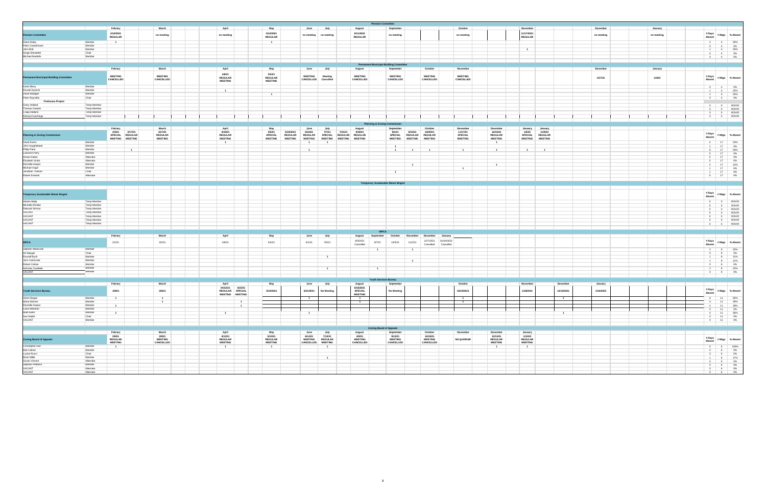## Pension Committee

| Pension Committee | | Febrary | March | April | May | June | July | August | September | October | November | December | January | # Days Absent | # Mtgs | % Absent |
|---|---|---|---|---|---|---|---|---|---|---|---|---|---|---|---|---|
| | | 2/18/2021 REGULAR | no meeting | no meeting | 5/12/2021 REGULAR | no meeting | no meeting | 8/11/2021 REGULAR | no meeting | no meeting | 11/17/2021 REGULAR | no meeting | no meeting | | | |
| Diane Daley | Member | 1 | | | 1 | | | | | | | | | 2 | 4 | 50% |
| Peter Cravenhoven | Member | | | | | | | | | | | | | 0 | 4 | 0% |
| John Britt | Member | | | | | | | | | | 1 | | | 1 | 4 | 25% |
| Sergio Benedetti | Chair | | | | | | | | | | | | | 0 | 4 | 0% |
| Michael Nardella | Member | | | | | | | | | | | | | 0 | 4 | 0% |

## Permanent Municipal Building Committee

| Permanent Municipal Building Committee | | Febrary | March | April | May | June | July | August | September | October | November | December | January | # Days Absent | # Mtgs | % Absent |
|---|---|---|---|---|---|---|---|---|---|---|---|---|---|---|---|---|
| | | MEETING CANCELLED | MEETING CANCELLED | 4/6/21 REGULAR MEETING | 5/4/21 REGULAR MEETING | MEETING CANCELLED | Meeting Cancelled | MEETING CANCELLED | MEETING CANCELLED | MEETING CANCELLED | MEETING CANCELLED | 12/7/21 | 1/4/22 | | | |
| Karen Berry | Member | | | | | | | | | | | | | 0 | 4 | 0% |
| Ronald Dynicki | Member | | | 1 | | | | | | | | | | 1 | 4 | 25% |
| David Mangan | Member | | | | 1 | | | | | | | | | 1 | 4 | 25% |
| Peter Reynolds | Chair | | | | | | | | | | | | | 0 | 4 | 0% |
| **Firehouse Project** | | | | | | | | | | | | | | | | |
| Gerry Holland | Temp Member | | | | | | | | | | | | | 0 | 0 | #DIV/0! |
| Thomas Gulaski | Temp Member | | | | | | | | | | | | | 0 | 0 | #DIV/0! |
| Craig Robbins | Temp Member | | | | | | | | | | | | | 0 | 0 | #DIV/0! |
| Richard Hutchings | Temp Member | | | | | | | | | | | | | 0 | 0 | #DIV/0! |

## Planning & Zoning Commission

| Planning & Zoning Commission | | Febrary 2/3/21 SPECIAL MEETING | 2/17/21 REGULAR MEETING | March 3/17/21 REGULAR MEETING | April 4/19/21 REGULAR MEETING | May 5/5/21 SPECIAL MEETING | 5/19/2021 REGULAR MEETING | June 6/16/21 REGULAR MEETING | July 7/7/21 SPECIAL MEETING | 7/21/21 REGULAR MEETING | August 8/18/21 REGULAR MEETING | September 9/1/21 SPECIAL MEETING | 9/15/21 REGULAR MEETING | October 10/20/21 REGULAR MEETING | November 11/17/21 SPECIAL MEETING | December 12/15/21 REGULAR MEETING | January 1/5/22 SPECIAL MEETING | January 1/19/22 REGULAR MEETING | # Days Absent | # Mtgs | % Absent |
|---|---|---|---|---|---|---|---|---|---|---|---|---|---|---|---|---|---|---|---|---|---|
| David Evans | Member | | | | 1 | | | 1 | 1 | | | | | | | 1 | | | 4 | 17 | 24% |
| John Huyghebaert | Member | | | | | | | | | | | 1 | | | | | | | 1 | 17 | 6% |
| Philip Pane | Member | | 1 | | | | | 1 | | | | 1 | 1 | 1 | 1 | 1 | 1 | 1 | 9 | 17 | 53% |
| Lawrence Perry | Member | | | | | | | | | | | | | | | | | | 0 | 17 | 0% |
| Annee Hulsen | Alternate | | | | | | | | | | | | | | | | | | 0 | 17 | 0% |
| Elizabeth Vinick | Alternate | | | | | | | | | | | | | | | | | | 0 | 17 | 0% |
| Rachelle Harper | Member | | | | | | | | | | | | 1 | | | 1 | | | 2 | 17 | 12% |
| Michael Vogel | Member | | | | | | | | | | | | | | 1 | | | | 1 | 17 | 6% |
| Jonathan Thiesen | Chair | | | | | | | | | | | 1 | | | | | | | 1 | 17 | 6% |
| Robert Everski | Alternate | | | | | | | | | | | | | | | | | | 0 | 17 | 0% |

## Temporary Sustainable Waste Mngmt

| Temporary Sustainable Waste Mngmt | | # Days Absent | # Mtgs | % Absent |
|---|---|---|---|---|
| Adrian Mejia | Temp Member | 0 | 0 | #DIV/0! |
| Michelle Winkler | Temp Member | 0 | 0 | #DIV/0! |
| Deborah Winsor | Temp Member | 0 | 0 | #DIV/0! |
| VACANT | Temp Member | 0 | 0 | #DIV/0! |
| VACANT | Temp Member | 0 | 0 | #DIV/0! |
| VACANT | Temp Member | 0 | 0 | #DIV/0! |
| VACANT | Temp Member | 0 | 0 | #DIV/0! |

## WPCA

| WPCA | | Febrary | March | April | May | June | July | August | September | October | November | December | January | # Days Absent | # Mtgs | % Absent |
|---|---|---|---|---|---|---|---|---|---|---|---|---|---|---|---|---|
| | | 2/2/21 | 3/2/21 | 4/6/21 | 5/4/21 | 6/1/21 | 7/6/21 | 8/30/2021 Cancelled | 9/7/21 | 10/5/21 | 11/2/21 | 12/7/2021 Cancelled | 01/04/2022 Cancelled | | | |
| Stephen Mikoliczek | Member | | | | | | | | 1 | | 1 | | | 2 | 9 | 22% |
| Art Mauger | Chair | | | | | | | | | | | | | 0 | 9 | 0% |
| Russell Burch | Member | | | | | | 1 | | | | | | | 1 | 9 | 11% |
| Jenn VanScoter | Member | | | | | | | | | | 1 | | | 1 | 9 | 11% |
| Robert Ceitner | Member | | | | | | | | | | | | | 0 | 9 | 0% |
| Nicholas Ouellette | Member | | | | | | 1 | | 1 | | | | | 2 | 9 | 22% |
| VACANT | Member | | | | | | | | | | | | | 0 | 9 | 0% |

## Youth Services Bureau

| Youth Services Bureau | | Febrary | March | April 04/12/21 REGULAR MEETING | 4/22/21 SPECIAL MEETING | May | June | July | August | September | October | November | December | January | # Days Absent | # Mtgs | % Absent |
|---|---|---|---|---|---|---|---|---|---|---|---|---|---|---|---|---|---|
| | | 2/8/21 | 3/8/21 | | | 5/10/2021 | 6/21/2021 | No Meeting | 8/16/2021 SPECIAL MEETING | No Meeting | 10/18/2021 | 11/8/2021 | 12/13/2021 | 1/10/2022 | | | |
| Glenn Barger | Member | 1 | 1 | | | | 1 | | 1 | | 1 | | 1 | | 6 | 11 | 55% |
| Maria Skinner | Member | | 1 | | 1 | | | | 1 | | 1 | | | | 4 | 11 | 36% |
| Rachelle Harper | Member | 1 | | | 1 | | | | | | | | | | 2 | 11 | 18% |
| Laura Meheran | Member | | | | | | | | | | | | | | 0 | 11 | 0% |
| Matt Keefe | Member | 1 | | 1 | | | 1 | | | | | | 1 | | 4 | 11 | 36% |
| Sue Szabel | Chair | | | | | | | | | | | | | | 0 | 11 | 0% |
| VACANT | Member | | | | | | | | | | | | | | 0 | 11 | 0% |

## Zoning Board of Appeals

| Zoning Board of Appeals | | Febrary | March | April | May | June | July | August | September | October | November | December | January | # Days Absent | # Mtgs | % Absent |
|---|---|---|---|---|---|---|---|---|---|---|---|---|---|---|---|---|
| | | 2/8/21 REGULAR MEETING | 3/8/21 MEETING CANCELLED | 4/12/21 REGULAR MEETING | 5/10/21 REGULAR MEETING | 6/14/21 MEETING CANCELLED | 7/12/21 REGULAR MEETING | 8/9/21 MEETING CANCELLED | 9/13/21 MEETING CANCELLED | 10/18/21 MEETING CANCELLED | NO QUORUM | 12/13/21 REGULAR MEETING | 1/10/22 REGULAR MEETING | | | |
| Christopher Keil | Member | 1 | | 1 | 1 | | 1 | | | | | 1 | 1 | 6 | 6 | 100% |
| Bob Ceitner | Member | | | | | | | | | | | | | 0 | 6 | 0% |
| Lucien Rucci | Chair | | | | | | | | | | | | | 0 | 6 | 0% |
| Brian Miller | Member | | | | | | 1 | | | | | | | 1 | 6 | 17% |
| Susan Vincent | Alternate | | | | | | | | | | | | | 0 | 6 | 0% |
| Stephen Flabeck | Member | | | | | | | | | | | | | 0 | 6 | 0% |
| VACANT | Alternate | | | | | | | | | | | | | 0 | 6 | 0% |
| VACANT | Alternate | | | | | | | | | | | | | 0 | 6 | 0% |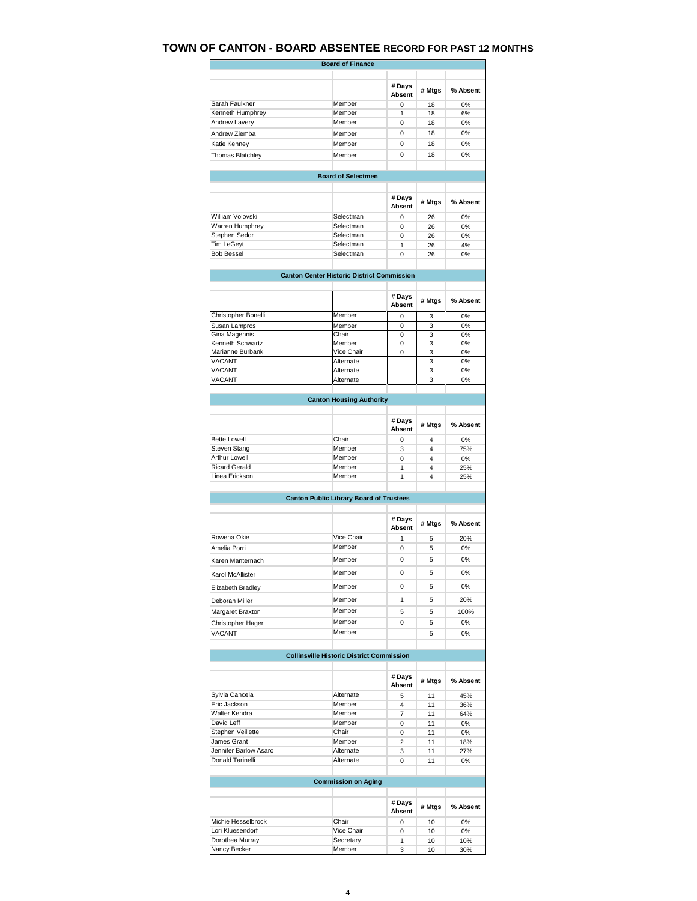# TOWN OF CANTON - BOARD ABSENTEE RECORD FOR PAST 12 MONTHS

## Board of Finance

| | | # Days Absent | # Mtgs | % Absent |
|---|---|---|---|---|
| Sarah Faulkner | Member | 0 | 18 | 0% |
| Kenneth Humphrey | Member | 1 | 18 | 6% |
| Andrew Lavery | Member | 0 | 18 | 0% |
| Andrew Ziemba | Member | 0 | 18 | 0% |
| Katie Kenney | Member | 0 | 18 | 0% |
| Thomas Blatchley | Member | 0 | 18 | 0% |

## Board of Selectmen

| | | # Days Absent | # Mtgs | % Absent |
|---|---|---|---|---|
| William Volovski | Selectman | 0 | 26 | 0% |
| Warren Humphrey | Selectman | 0 | 26 | 0% |
| Stephen Sedor | Selectman | 0 | 26 | 0% |
| Tim LeGeyt | Selectman | 1 | 26 | 4% |
| Bob Bessel | Selectman | 0 | 26 | 0% |

## Canton Center Historic District Commission

| | | # Days Absent | # Mtgs | % Absent |
|---|---|---|---|---|
| Christopher Bonelli | Member | 0 | 3 | 0% |
| Susan Lampros | Member | 0 | 3 | 0% |
| Gina Magennis | Chair | 0 | 3 | 0% |
| Kenneth Schwartz | Member | 0 | 3 | 0% |
| Marianne Burbank | Vice Chair | 0 | 3 | 0% |
| VACANT | Alternate | | 3 | 0% |
| VACANT | Alternate | | 3 | 0% |
| VACANT | Alternate | | 3 | 0% |

## Canton Housing Authority

| | | # Days Absent | # Mtgs | % Absent |
|---|---|---|---|---|
| Bette Lowell | Chair | 0 | 4 | 0% |
| Steven Stang | Member | 3 | 4 | 75% |
| Arthur Lowell | Member | 0 | 4 | 0% |
| Ricard Gerald | Member | 1 | 4 | 25% |
| Linea Erickson | Member | 1 | 4 | 25% |

## Canton Public Library Board of Trustees

| | | # Days Absent | # Mtgs | % Absent |
|---|---|---|---|---|
| Rowena Okie | Vice Chair | 1 | 5 | 20% |
| Amelia Porri | Member | 0 | 5 | 0% |
| Karen Manternach | Member | 0 | 5 | 0% |
| Karol McAllister | Member | 0 | 5 | 0% |
| Elizabeth Bradley | Member | 0 | 5 | 0% |
| Deborah Miller | Member | 1 | 5 | 20% |
| Margaret Braxton | Member | 5 | 5 | 100% |
| Christopher Hager | Member | 0 | 5 | 0% |
| VACANT | Member | | 5 | 0% |

## Collinsville Historic District Commission

| | | # Days Absent | # Mtgs | % Absent |
|---|---|---|---|---|
| Sylvia Cancela | Alternate | 5 | 11 | 45% |
| Eric Jackson | Member | 4 | 11 | 36% |
| Walter Kendra | Member | 7 | 11 | 64% |
| David Leff | Member | 0 | 11 | 0% |
| Stephen Veillette | Chair | 0 | 11 | 0% |
| James Grant | Member | 2 | 11 | 18% |
| Jennifer Barlow Asaro | Alternate | 3 | 11 | 27% |
| Donald Tarinelli | Alternate | 0 | 11 | 0% |

## Commission on Aging

| | | # Days Absent | # Mtgs | % Absent |
|---|---|---|---|---|
| Michie Hesselbrock | Chair | 0 | 10 | 0% |
| Lori Kluesendorf | Vice Chair | 0 | 10 | 0% |
| Dorothea Murray | Secretary | 1 | 10 | 10% |
| Nancy Becker | Member | 3 | 10 | 30% |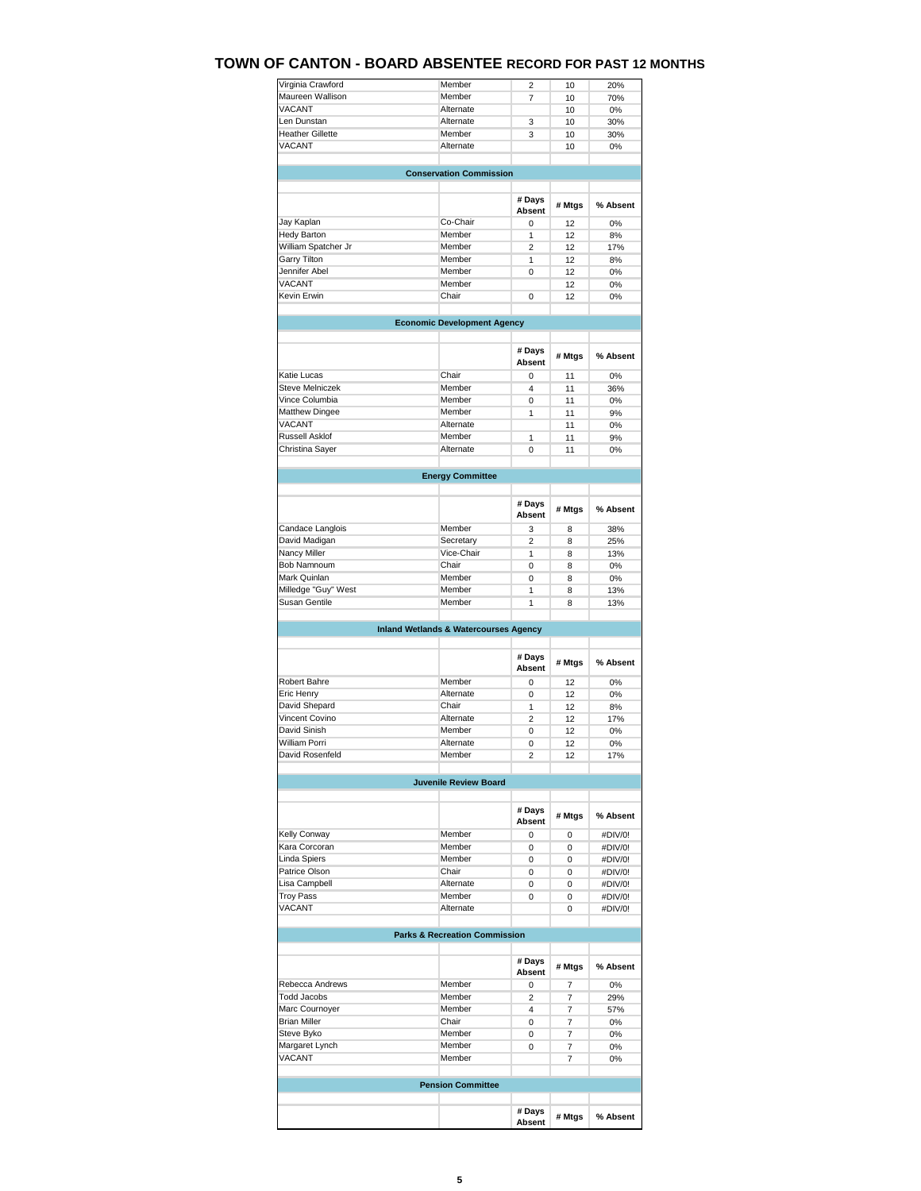# TOWN OF CANTON - BOARD ABSENTEE RECORD FOR PAST 12 MONTHS

| | | | | |
|---|---|---|---|---|
| Virginia Crawford | Member | 2 | 10 | 20% |
| Maureen Wallison | Member | 7 | 10 | 70% |
| VACANT | Alternate | | 10 | 0% |
| Len Dunstan | Alternate | 3 | 10 | 30% |
| Heather Gillette | Member | 3 | 10 | 30% |
| VACANT | Alternate | | 10 | 0% |

## Conservation Commission

| | | # Days Absent | # Mtgs | % Absent |
|---|---|---|---|---|
| Jay Kaplan | Co-Chair | 0 | 12 | 0% |
| Hedy Barton | Member | 1 | 12 | 8% |
| William Spatcher Jr | Member | 2 | 12 | 17% |
| Garry Tilton | Member | 1 | 12 | 8% |
| Jennifer Abel | Member | 0 | 12 | 0% |
| VACANT | Member | | 12 | 0% |
| Kevin Erwin | Chair | 0 | 12 | 0% |

## Economic Development Agency

| | | # Days Absent | # Mtgs | % Absent |
|---|---|---|---|---|
| Katie Lucas | Chair | 0 | 11 | 0% |
| Steve Melniczek | Member | 4 | 11 | 36% |
| Vince Columbia | Member | 0 | 11 | 0% |
| Matthew Dingee | Member | 1 | 11 | 9% |
| VACANT | Alternate | | 11 | 0% |
| Russell Asklof | Member | 1 | 11 | 9% |
| Christina Sayer | Alternate | 0 | 11 | 0% |

## Energy Committee

| | | # Days Absent | # Mtgs | % Absent |
|---|---|---|---|---|
| Candace Langlois | Member | 3 | 8 | 38% |
| David Madigan | Secretary | 2 | 8 | 25% |
| Nancy Miller | Vice-Chair | 1 | 8 | 13% |
| Bob Namnoum | Chair | 0 | 8 | 0% |
| Mark Quinlan | Member | 0 | 8 | 0% |
| Milledge "Guy" West | Member | 1 | 8 | 13% |
| Susan Gentile | Member | 1 | 8 | 13% |

## Inland Wetlands & Watercourses Agency

| | | # Days Absent | # Mtgs | % Absent |
|---|---|---|---|---|
| Robert Bahre | Member | 0 | 12 | 0% |
| Eric Henry | Alternate | 0 | 12 | 0% |
| David Shepard | Chair | 1 | 12 | 8% |
| Vincent Covino | Alternate | 2 | 12 | 17% |
| David Sinish | Member | 0 | 12 | 0% |
| William Porri | Alternate | 0 | 12 | 0% |
| David Rosenfeld | Member | 2 | 12 | 17% |

## Juvenile Review Board

| | | # Days Absent | # Mtgs | % Absent |
|---|---|---|---|---|
| Kelly Conway | Member | 0 | 0 | #DIV/0! |
| Kara Corcoran | Member | 0 | 0 | #DIV/0! |
| Linda Spiers | Member | 0 | 0 | #DIV/0! |
| Patrice Olson | Chair | 0 | 0 | #DIV/0! |
| Lisa Campbell | Alternate | 0 | 0 | #DIV/0! |
| Troy Pass | Member | 0 | 0 | #DIV/0! |
| VACANT | Alternate | | 0 | #DIV/0! |

## Parks & Recreation Commission

| | | # Days Absent | # Mtgs | % Absent |
|---|---|---|---|---|
| Rebecca Andrews | Member | 0 | 7 | 0% |
| Todd Jacobs | Member | 2 | 7 | 29% |
| Marc Cournoyer | Member | 4 | 7 | 57% |
| Brian Miller | Chair | 0 | 7 | 0% |
| Steve Byko | Member | 0 | 7 | 0% |
| Margaret Lynch | Member | 0 | 7 | 0% |
| VACANT | Member | | 7 | 0% |

## Pension Committee

| | | # Days Absent | # Mtgs | % Absent |
|---|---|---|---|---|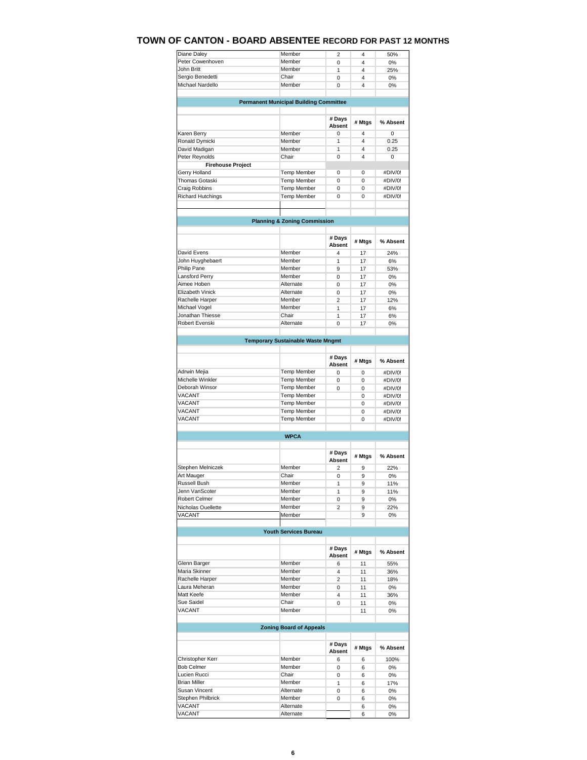# TOWN OF CANTON - BOARD ABSENTEE RECORD FOR PAST 12 MONTHS

| | | | | |
|---|---|---|---|---|
| Diane Daley | Member | 2 | 4 | 50% |
| Peter Cowenhoven | Member | 0 | 4 | 0% |
| John Britt | Member | 1 | 4 | 25% |
| Sergio Benedetti | Chair | 0 | 4 | 0% |
| Michael Nardello | Member | 0 | 4 | 0% |

## Permanent Municipal Building Committee

| | | # Days Absent | # Mtgs | % Absent |
|---|---|---|---|---|
| Karen Berry | Member | 0 | 4 | 0 |
| Ronald Dymicki | Member | 1 | 4 | 0.25 |
| David Madigan | Member | 1 | 4 | 0.25 |
| Peter Reynolds | Chair | 0 | 4 | 0 |
| **Firehouse Project** | | | | |
| Gerry Holland | Temp Member | 0 | 0 | #DIV/0! |
| Thomas Gotaski | Temp Member | 0 | 0 | #DIV/0! |
| Craig Robbins | Temp Member | 0 | 0 | #DIV/0! |
| Richard Hutchings | Temp Member | 0 | 0 | #DIV/0! |

## Planning & Zoning Commission

| | | # Days Absent | # Mtgs | % Absent |
|---|---|---|---|---|
| David Evens | Member | 4 | 17 | 24% |
| John Huyghebaert | Member | 1 | 17 | 6% |
| Philip Pane | Member | 9 | 17 | 53% |
| Lansford Perry | Member | 0 | 17 | 0% |
| Aimee Hoben | Alternate | 0 | 17 | 0% |
| Elizabeth Vinick | Alternate | 0 | 17 | 0% |
| Rachelle Harper | Member | 2 | 17 | 12% |
| Michael Vogel | Member | 1 | 17 | 6% |
| Jonathan Thiesse | Chair | 1 | 17 | 6% |
| Robert Evenski | Alternate | 0 | 17 | 0% |

## Temporary Sustainable Waste Mngmt

| | | # Days Absent | # Mtgs | % Absent |
|---|---|---|---|---|
| Adrwin Mejia | Temp Member | 0 | 0 | #DIV/0! |
| Michelle Winkler | Temp Member | 0 | 0 | #DIV/0! |
| Deborah Winsor | Temp Member | 0 | 0 | #DIV/0! |
| VACANT | Temp Member | | 0 | #DIV/0! |
| VACANT | Temp Member | | 0 | #DIV/0! |
| VACANT | Temp Member | | 0 | #DIV/0! |
| VACANT | Temp Member | | 0 | #DIV/0! |

## WPCA

| | | # Days Absent | # Mtgs | % Absent |
|---|---|---|---|---|
| Stephen Melniczek | Member | 2 | 9 | 22% |
| Art Mauger | Chair | 0 | 9 | 0% |
| Russell Bush | Member | 1 | 9 | 11% |
| Jenn VanScoter | Member | 1 | 9 | 11% |
| Robert Celmer | Member | 0 | 9 | 0% |
| Nicholas Ouellette | Member | 2 | 9 | 22% |
| VACANT | Member | | 9 | 0% |

## Youth Services Bureau

| | | # Days Absent | # Mtgs | % Absent |
|---|---|---|---|---|
| Glenn Barger | Member | 6 | 11 | 55% |
| Maria Skinner | Member | 4 | 11 | 36% |
| Rachelle Harper | Member | 2 | 11 | 18% |
| Laura Meheran | Member | 0 | 11 | 0% |
| Matt Keefe | Member | 4 | 11 | 36% |
| Sue Saidel | Chair | 0 | 11 | 0% |
| VACANT | Member | | 11 | 0% |

## Zoning Board of Appeals

| | | # Days Absent | # Mtgs | % Absent |
|---|---|---|---|---|
| Christopher Kerr | Member | 6 | 6 | 100% |
| Bob Celmer | Member | 0 | 6 | 0% |
| Lucien Rucci | Chair | 0 | 6 | 0% |
| Brian Miller | Member | 1 | 6 | 17% |
| Susan Vincent | Alternate | 0 | 6 | 0% |
| Stephen Philbrick | Member | 0 | 6 | 0% |
| VACANT | Alternate | | 6 | 0% |
| VACANT | Alternate | | 6 | 0% |